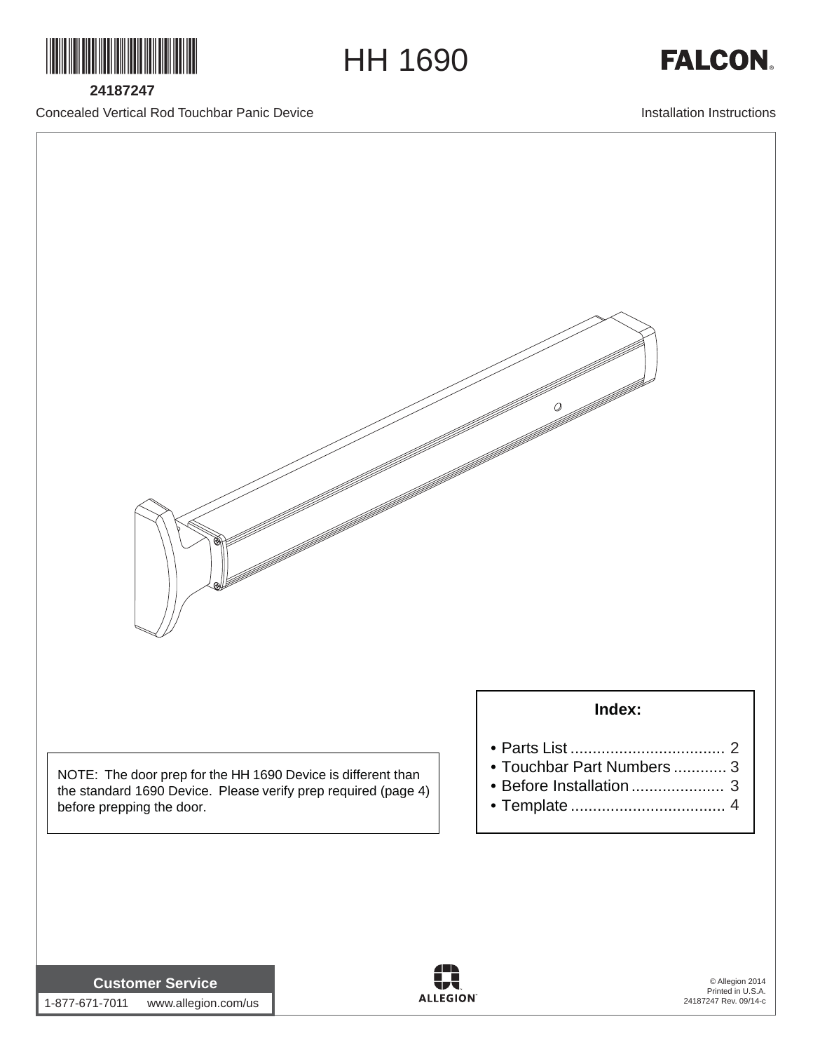24187247

# HH 1690

**FALCON**

Concealed Vertical Rod Touchbar Panic Device

Installation Instructions

NOTE: The door prep for the HH 1690 Device is different than the standard 1690 Device. Please verify prep required (page 4) before prepping the door.

**Index:**

- Parts List ................................... 2
- Touchbar Part Numbers ............ 3
- Before Installation ..................... 3
- Template ................................... 4

**Customer Service**

1-877-671-7011 www.allegion.com/us

ALLEGION

© Allegion 2014
Printed in U.S.A.
24187247 Rev. 09/14-c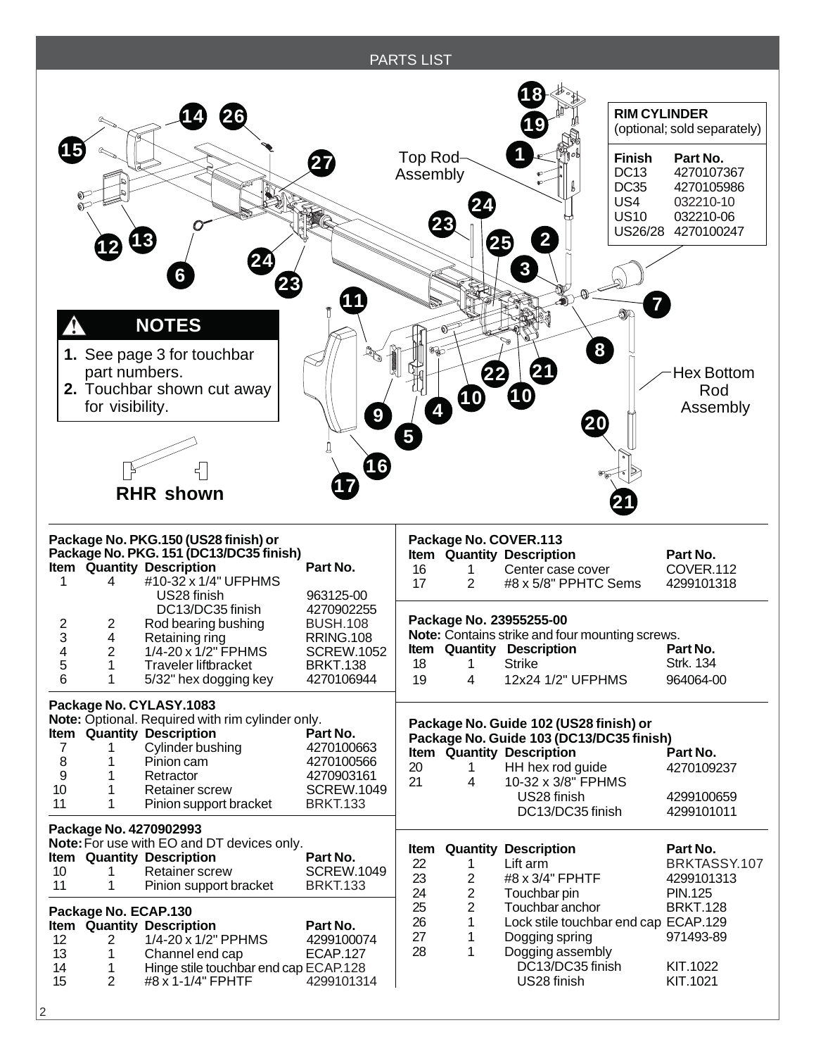## PARTS LIST

Top Rod Assembly

Hex Bottom Rod Assembly

**RHR shown**

| RIM CYLINDER (optional; sold separately) | |
|---|---|
| **Finish** | **Part No.** |
| DC13 | 4270107367 |
| DC35 | 4270105986 |
| US4 | 032210-10 |
| US10 | 032210-06 |
| US26/28 | 4270100247 |

### NOTES

1. See page 3 for touchbar part numbers.
2. Touchbar shown cut away for visibility.

**Package No. PKG.150 (US28 finish) or Package No. PKG. 151 (DC13/DC35 finish)**

| Item | Quantity | Description | Part No. |
|---|---|---|---|
| 1 | 4 | #10-32 x 1/4" UFPHMS | |
| | | US28 finish | 963125-00 |
| | | DC13/DC35 finish | 4270902255 |
| 2 | 2 | Rod bearing bushing | BUSH.108 |
| 3 | 4 | Retaining ring | RRING.108 |
| 4 | 2 | 1/4-20 x 1/2" FPHMS | SCREW.1052 |
| 5 | 1 | Traveler liftbracket | BRKT.138 |
| 6 | 1 | 5/32" hex dogging key | 4270106944 |

**Package No. CYLASY.1083**

**Note:** Optional. Required with rim cylinder only.

| Item | Quantity | Description | Part No. |
|---|---|---|---|
| 7 | 1 | Cylinder bushing | 4270100663 |
| 8 | 1 | Pinion cam | 4270100566 |
| 9 | 1 | Retractor | 4270903161 |
| 10 | 1 | Retainer screw | SCREW.1049 |
| 11 | 1 | Pinion support bracket | BRKT.133 |

**Package No. 4270902993**

**Note:** For use with EO and DT devices only.

| Item | Quantity | Description | Part No. |
|---|---|---|---|
| 10 | 1 | Retainer screw | SCREW.1049 |
| 11 | 1 | Pinion support bracket | BRKT.133 |

**Package No. ECAP.130**

| Item | Quantity | Description | Part No. |
|---|---|---|---|
| 12 | 2 | 1/4-20 x 1/2" PPHMS | 4299100074 |
| 13 | 1 | Channel end cap | ECAP.127 |
| 14 | 1 | Hinge stile touchbar end cap | ECAP.128 |
| 15 | 2 | #8 x 1-1/4" FPHTF | 4299101314 |

**Package No. COVER.113**

| Item | Quantity | Description | Part No. |
|---|---|---|---|
| 16 | 1 | Center case cover | COVER.112 |
| 17 | 2 | #8 x 5/8" PPHTC Sems | 4299101318 |

**Package No. 23955255-00**

**Note:** Contains strike and four mounting screws.

| Item | Quantity | Description | Part No. |
|---|---|---|---|
| 18 | 1 | Strike | Strk. 134 |
| 19 | 4 | 12x24 1/2" UFPHMS | 964064-00 |

**Package No. Guide 102 (US28 finish) or Package No. Guide 103 (DC13/DC35 finish)**

| Item | Quantity | Description | Part No. |
|---|---|---|---|
| 20 | 1 | HH hex rod guide | 4270109237 |
| 21 | 4 | 10-32 x 3/8" FPHMS | |
| | | US28 finish | 4299100659 |
| | | DC13/DC35 finish | 4299101011 |

| Item | Quantity | Description | Part No. |
|---|---|---|---|
| 22 | 1 | Lift arm | BRKTASSY.107 |
| 23 | 2 | #8 x 3/4" FPHTF | 4299101313 |
| 24 | 2 | Touchbar pin | PIN.125 |
| 25 | 2 | Touchbar anchor | BRKT.128 |
| 26 | 1 | Lock stile touchbar end cap | ECAP.129 |
| 27 | 1 | Dogging spring | 971493-89 |
| 28 | 1 | Dogging assembly | |
| | | DC13/DC35 finish | KIT.1022 |
| | | US28 finish | KIT.1021 |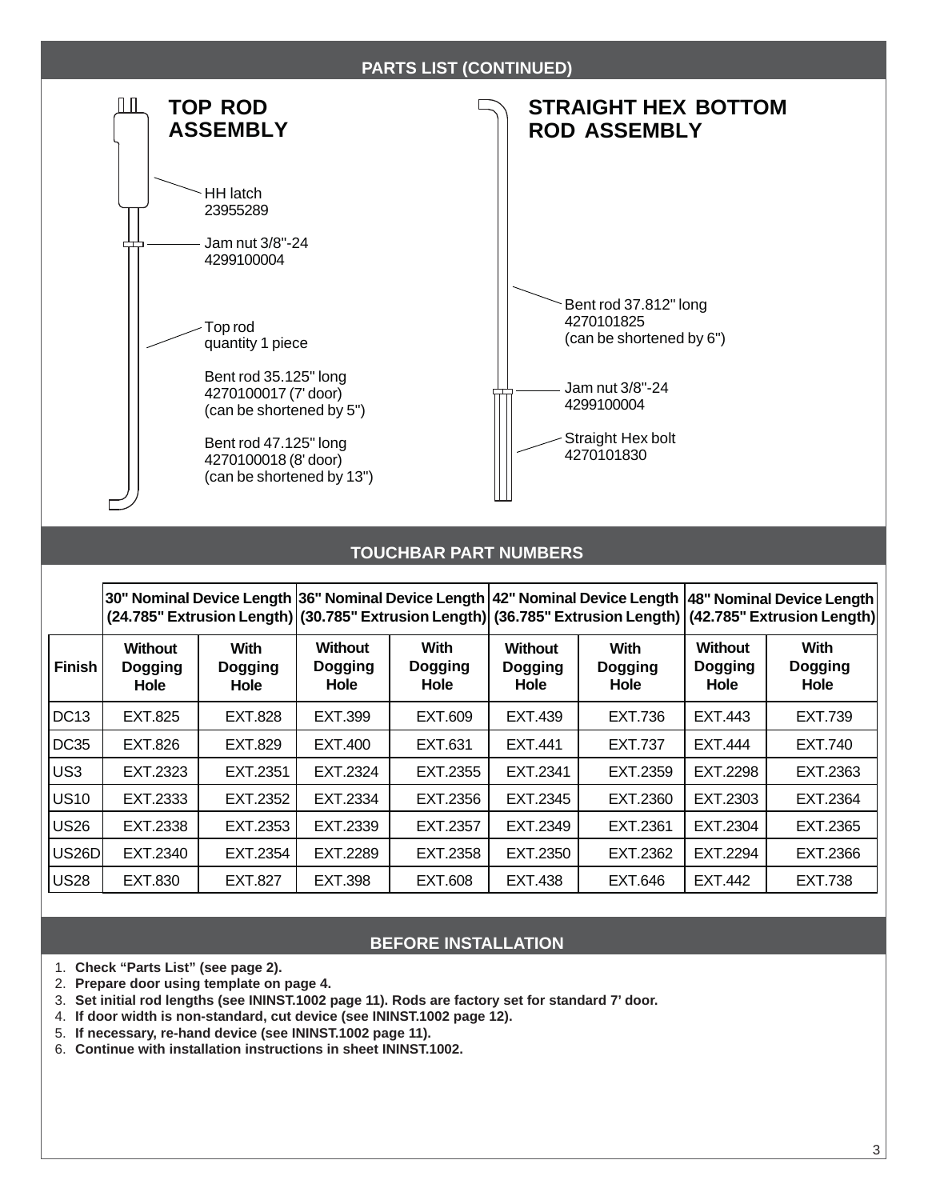## PARTS LIST (CONTINUED)

### TOP ROD ASSEMBLY

- HH latch 23955289
- Jam nut 3/8"-24 4299100004
- Top rod quantity 1 piece

  Bent rod 35.125" long 4270100017 (7' door) (can be shortened by 5")

  Bent rod 47.125" long 4270100018 (8' door) (can be shortened by 13")

### STRAIGHT HEX BOTTOM ROD ASSEMBLY

- Bent rod 37.812" long 4270101825 (can be shortened by 6")
- Jam nut 3/8"-24 4299100004
- Straight Hex bolt 4270101830

## TOUCHBAR PART NUMBERS

| | 30" Nominal Device Length (24.785" Extrusion Length) | | 36" Nominal Device Length (30.785" Extrusion Length) | | 42" Nominal Device Length (36.785" Extrusion Length) | | 48" Nominal Device Length (42.785" Extrusion Length) | |
|---|---|---|---|---|---|---|---|---|
| **Finish** | **Without Dogging Hole** | **With Dogging Hole** | **Without Dogging Hole** | **With Dogging Hole** | **Without Dogging Hole** | **With Dogging Hole** | **Without Dogging Hole** | **With Dogging Hole** |
| DC13 | EXT.825 | EXT.828 | EXT.399 | EXT.609 | EXT.439 | EXT.736 | EXT.443 | EXT.739 |
| DC35 | EXT.826 | EXT.829 | EXT.400 | EXT.631 | EXT.441 | EXT.737 | EXT.444 | EXT.740 |
| US3 | EXT.2323 | EXT.2351 | EXT.2324 | EXT.2355 | EXT.2341 | EXT.2359 | EXT.2298 | EXT.2363 |
| US10 | EXT.2333 | EXT.2352 | EXT.2334 | EXT.2356 | EXT.2345 | EXT.2360 | EXT.2303 | EXT.2364 |
| US26 | EXT.2338 | EXT.2353 | EXT.2339 | EXT.2357 | EXT.2349 | EXT.2361 | EXT.2304 | EXT.2365 |
| US26D | EXT.2340 | EXT.2354 | EXT.2289 | EXT.2358 | EXT.2350 | EXT.2362 | EXT.2294 | EXT.2366 |
| US28 | EXT.830 | EXT.827 | EXT.398 | EXT.608 | EXT.438 | EXT.646 | EXT.442 | EXT.738 |

## BEFORE INSTALLATION

1. **Check “Parts List” (see page 2).**
2. **Prepare door using template on page 4.**
3. **Set initial rod lengths (see ININST.1002 page 11). Rods are factory set for standard 7’ door.**
4. **If door width is non-standard, cut device (see ININST.1002 page 12).**
5. **If necessary, re-hand device (see ININST.1002 page 11).**
6. **Continue with installation instructions in sheet ININST.1002.**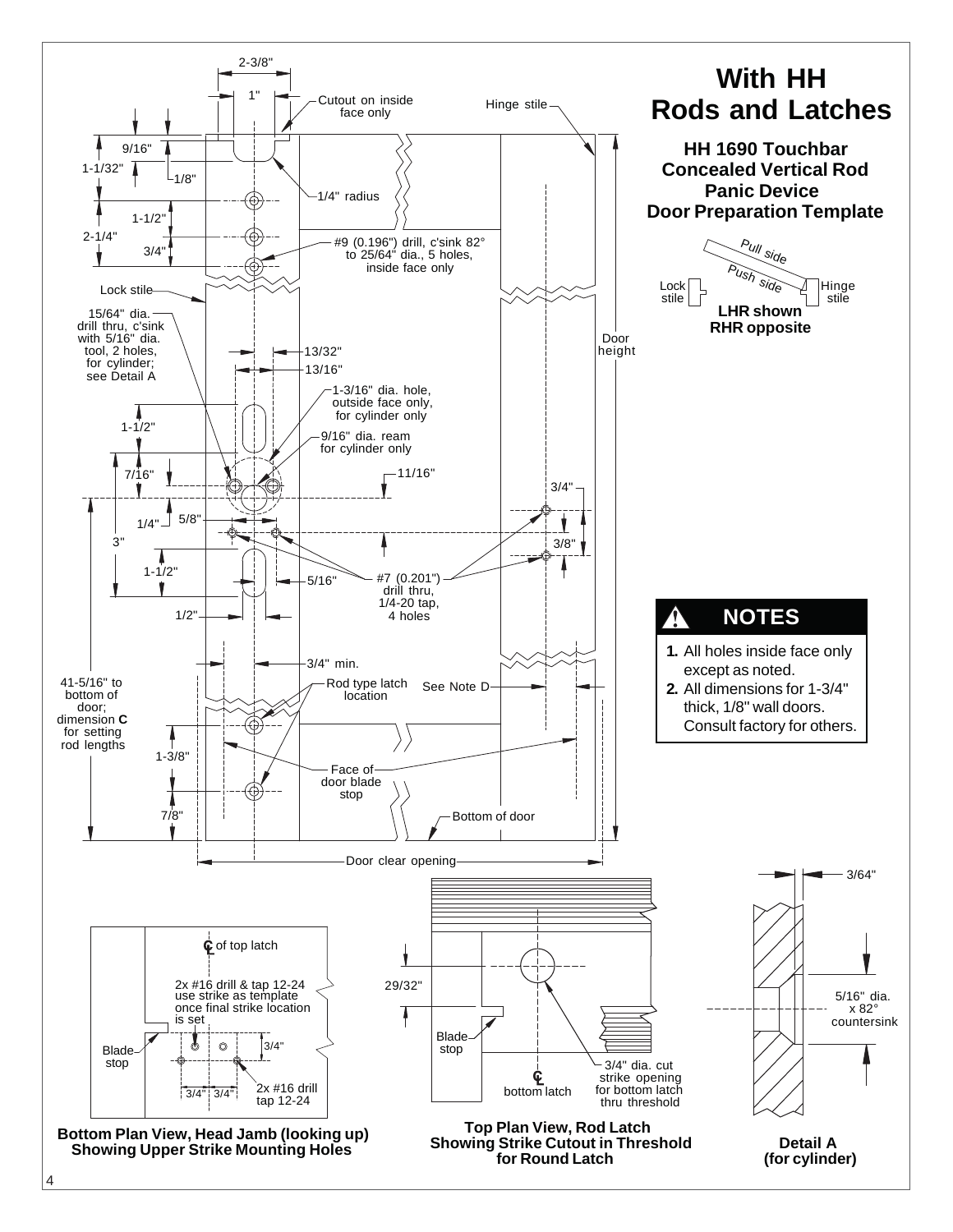# With HH Rods and Latches

## HH 1690 Touchbar Concealed Vertical Rod Panic Device Door Preparation Template

Pull side
Push side
Lock stile
Hinge stile
**LHR shown**
**RHR opposite**

2-3/8"
1"
Cutout on inside face only
Hinge stile
9/16"
1-1/32"
1/8"
1/4" radius
1-1/2"
2-1/4"
3/4"
#9 (0.196") drill, c'sink 82° to 25/64" dia., 5 holes, inside face only
Lock stile
15/64" dia. drill thru, c'sink with 5/16" dia. tool, 2 holes, for cylinder; see Detail A
13/32"
13/16"
1-3/16" dia. hole, outside face only, for cylinder only
9/16" dia. ream for cylinder only
1-1/2"
7/16"
11/16"
Door height
3/4"
1/4"
5/8"
3"
3/8"
1-1/2"
5/16"
#7 (0.201") drill thru, 1/4-20 tap, 4 holes
1/2"
3/4" min.
41-5/16" to bottom of door; dimension **C** for setting rod lengths
Rod type latch location
See Note D
1-3/8"
Face of door blade stop
7/8"
Bottom of door
Door clear opening

## ⚠ NOTES

1. All holes inside face only except as noted.
2. All dimensions for 1-3/4" thick, 1/8" wall doors. Consult factory for others.

℄ of top latch
2x #16 drill & tap 12-24 use strike as template once final strike location is set
Blade stop
3/4"
3/4"
3/4"
2x #16 drill tap 12-24

**Bottom Plan View, Head Jamb (looking up) Showing Upper Strike Mounting Holes**

29/32"
Blade stop
℄ bottom latch
3/4" dia. cut strike opening for bottom latch thru threshold

**Top Plan View, Rod Latch Showing Strike Cutout in Threshold for Round Latch**

3/64"
5/16" dia. x 82° countersink

**Detail A (for cylinder)**